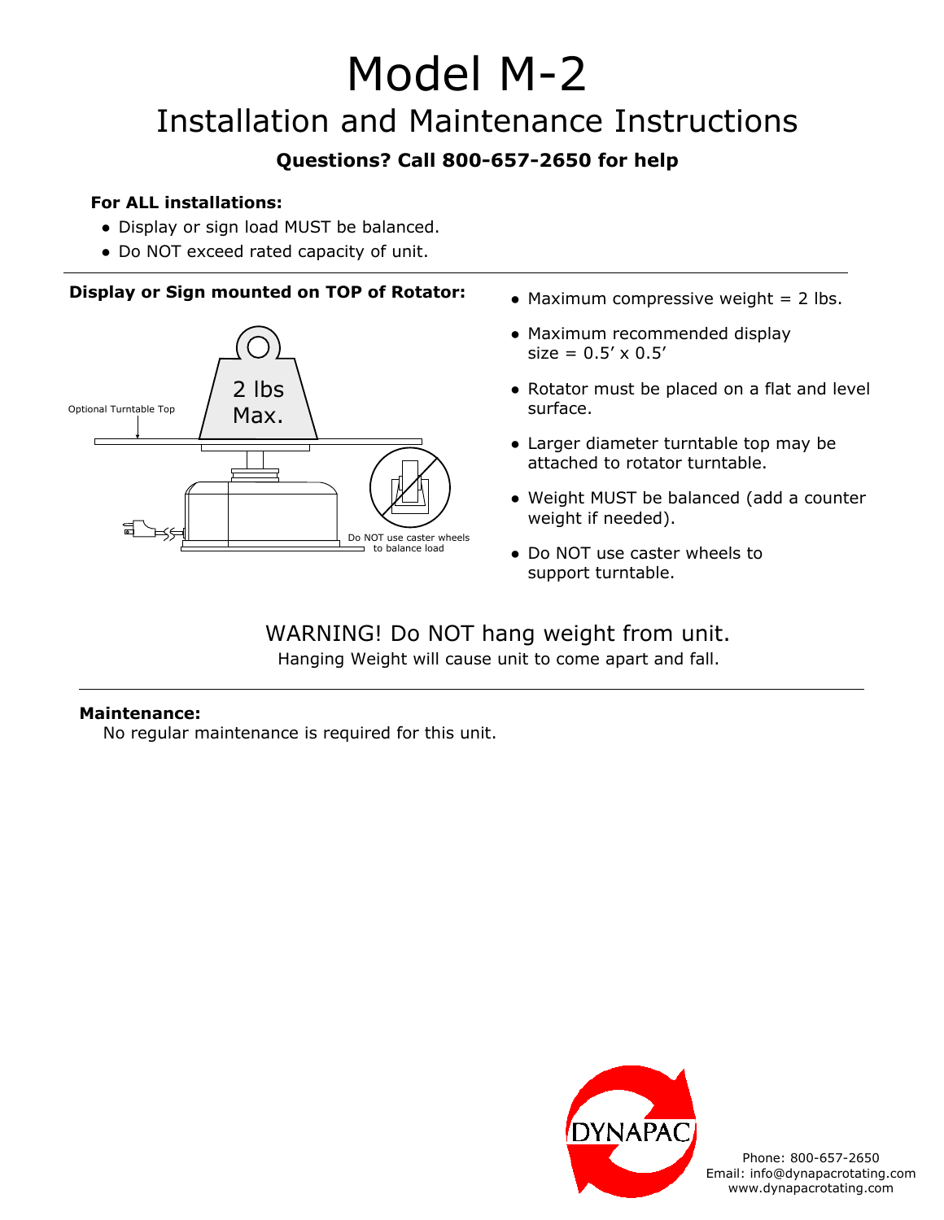# Model M-2

## Installation and Maintenance Instructions

**Questions? Call 800-657-2650 for help**

**For ALL installations:**

- Display or sign load MUST be balanced.
- Do NOT exceed rated capacity of unit.

---

**Display or Sign mounted on TOP of Rotator:**

Optional Turntable Top

2 lbs Max.

Do NOT use caster wheels to balance load

- Maximum compressive weight = 2 lbs.
- Maximum recommended display size = 0.5′ x 0.5′
- Rotator must be placed on a flat and level surface.
- Larger diameter turntable top may be attached to rotator turntable.
- Weight MUST be balanced (add a counter weight if needed).
- Do NOT use caster wheels to support turntable.

WARNING! Do NOT hang weight from unit.

Hanging Weight will cause unit to come apart and fall.

---

**Maintenance:**

No regular maintenance is required for this unit.

DYNAPAC

Phone: 800-657-2650
Email: info@dynapacrotating.com
www.dynapacrotating.com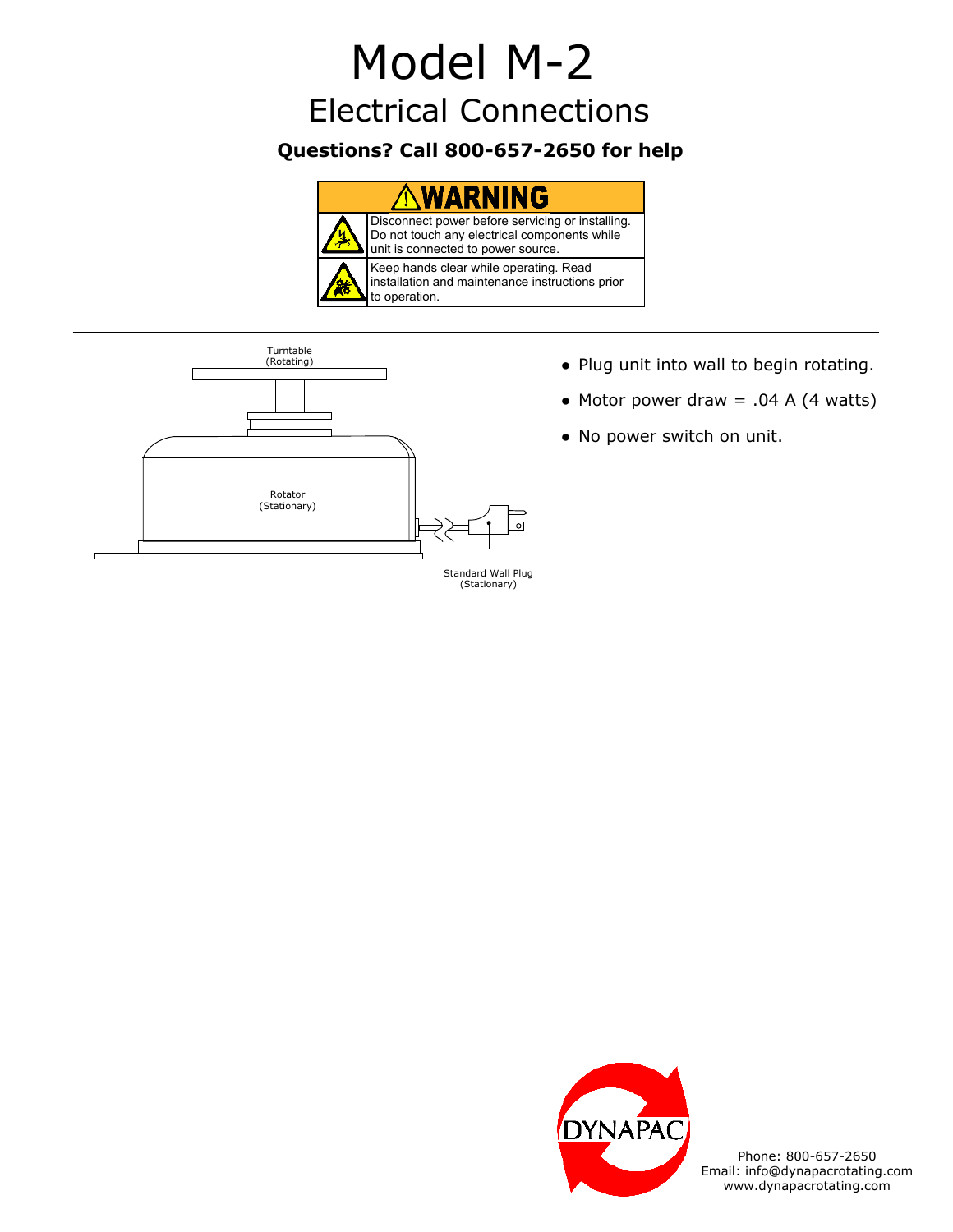# Model M-2

## Electrical Connections

**Questions? Call 800-657-2650 for help**

**WARNING**

Disconnect power before servicing or installing. Do not touch any electrical components while unit is connected to power source.

Keep hands clear while operating. Read installation and maintenance instructions prior to operation.

---

Turntable
(Rotating)

Rotator
(Stationary)

Standard Wall Plug
(Stationary)

- Plug unit into wall to begin rotating.
- Motor power draw = .04 A (4 watts)
- No power switch on unit.

DYNAPAC

Phone: 800-657-2650
Email: info@dynapacrotating.com
www.dynapacrotating.com